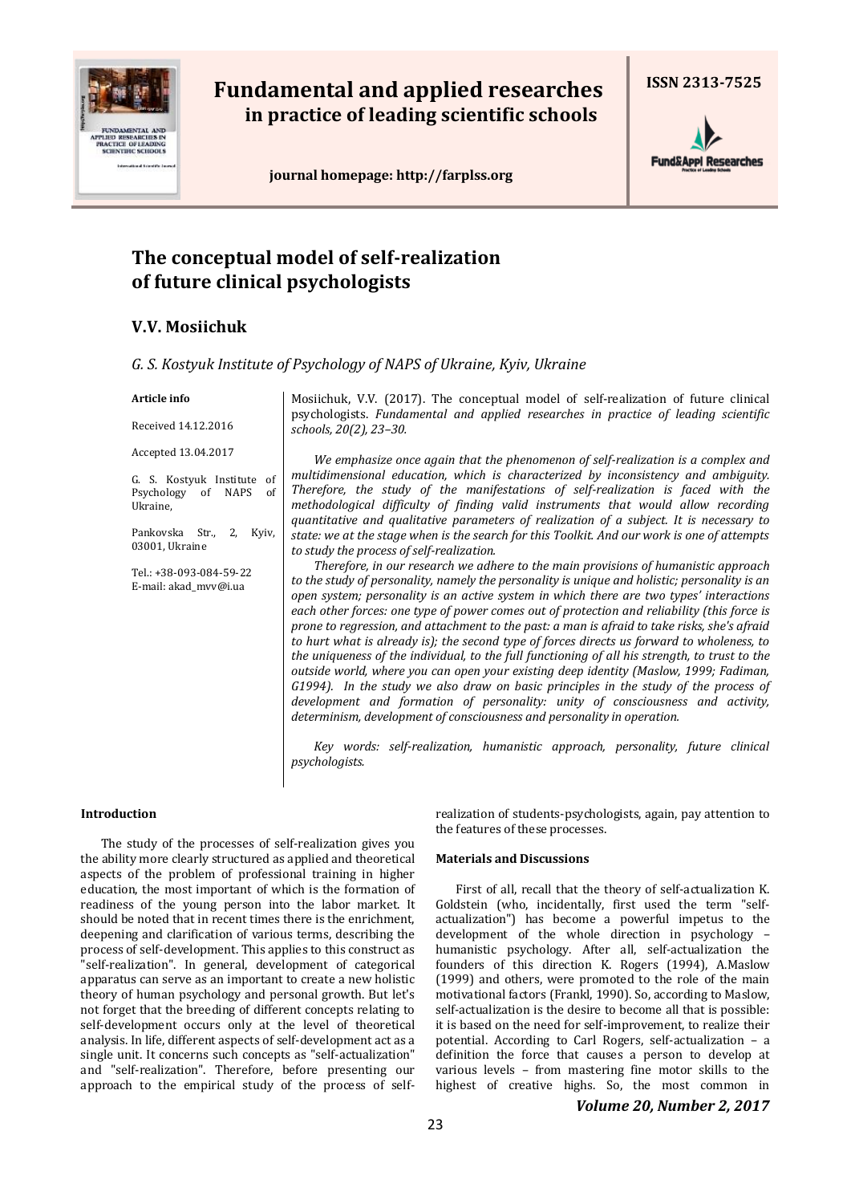# Fundamental and applied researches in practice of leading scientific schools

ISSN 2313-7525

journal homepage: http://farplss.org

# The conceptual model of self-realization of future clinical psychologists

## V.V. Mosiichuk

*G. S. Kostyuk Institute of Psychology of NAPS of Ukraine, Kyiv, Ukraine*

**Article info**

Received 14.12.2016

Accepted 13.04.2017

G. S. Kostyuk Institute of Psychology of NAPS of Ukraine,

Pankovska Str., 2, Kyiv, 03001, Ukraine

Tel.: +38-093-084-59-22
E-mail: akad_mvv@i.ua

Mosiichuk, V.V. (2017). The conceptual model of self-realization of future clinical psychologists. *Fundamental and applied researches in practice of leading scientific schools, 20(2), 23–30.*

*We emphasize once again that the phenomenon of self-realization is a complex and multidimensional education, which is characterized by inconsistency and ambiguity. Therefore, the study of the manifestations of self-realization is faced with the methodological difficulty of finding valid instruments that would allow recording quantitative and qualitative parameters of realization of a subject. It is necessary to state: we at the stage when is the search for this Toolkit. And our work is one of attempts to study the process of self-realization.*

*Therefore, in our research we adhere to the main provisions of humanistic approach to the study of personality, namely the personality is unique and holistic; personality is an open system; personality is an active system in which there are two types' interactions each other forces: one type of power comes out of protection and reliability (this force is prone to regression, and attachment to the past: a man is afraid to take risks, she's afraid to hurt what is already is); the second type of forces directs us forward to wholeness, to the uniqueness of the individual, to the full functioning of all his strength, to trust to the outside world, where you can open your existing deep identity (Maslow, 1999; Fadiman, G1994). In the study we also draw on basic principles in the study of the process of development and formation of personality: unity of consciousness and activity, determinism, development of consciousness and personality in operation.*

*Key words: self-realization, humanistic approach, personality, future clinical psychologists.*

### Introduction

The study of the processes of self-realization gives you the ability more clearly structured as applied and theoretical aspects of the problem of professional training in higher education, the most important of which is the formation of readiness of the young person into the labor market. It should be noted that in recent times there is the enrichment, deepening and clarification of various terms, describing the process of self-development. This applies to this construct as "self-realization". In general, development of categorical apparatus can serve as an important to create a new holistic theory of human psychology and personal growth. But let's not forget that the breeding of different concepts relating to self-development occurs only at the level of theoretical analysis. In life, different aspects of self-development act as a single unit. It concerns such concepts as "self-actualization" and "self-realization". Therefore, before presenting our approach to the empirical study of the process of self-realization of students-psychologists, again, pay attention to the features of these processes.

### Materials and Discussions

First of all, recall that the theory of self-actualization K. Goldstein (who, incidentally, first used the term "self-actualization") has become a powerful impetus to the development of the whole direction in psychology – humanistic psychology. After all, self-actualization the founders of this direction K. Rogers (1994), A.Maslow (1999) and others, were promoted to the role of the main motivational factors (Frankl, 1990). So, according to Maslow, self-actualization is the desire to become all that is possible: it is based on the need for self-improvement, to realize their potential. According to Carl Rogers, self-actualization – a definition the force that causes a person to develop at various levels – from mastering fine motor skills to the highest of creative highs. So, the most common in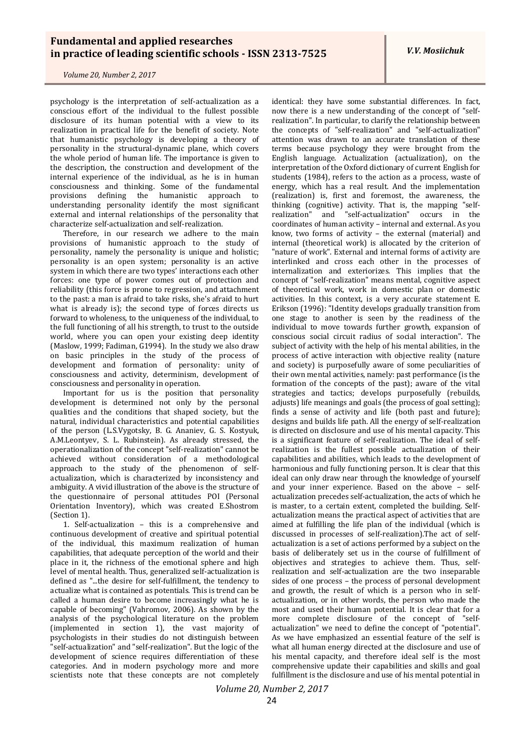psychology is the interpretation of self-actualization as a conscious effort of the individual to the fullest possible disclosure of its human potential with a view to its realization in practical life for the benefit of society. Note that humanistic psychology is developing a theory of personality in the structural-dynamic plane, which covers the whole period of human life. The importance is given to the description, the construction and development of the internal experience of the individual, as he is in human consciousness and thinking. Some of the fundamental provisions defining the humanistic approach to understanding personality identify the most significant external and internal relationships of the personality that characterize self-actualization and self-realization.

Therefore, in our research we adhere to the main provisions of humanistic approach to the study of personality, namely the personality is unique and holistic; personality is an open system; personality is an active system in which there are two types' interactions each other forces: one type of power comes out of protection and reliability (this force is prone to regression, and attachment to the past: a man is afraid to take risks, she's afraid to hurt what is already is); the second type of forces directs us forward to wholeness, to the uniqueness of the individual, to the full functioning of all his strength, to trust to the outside world, where you can open your existing deep identity (Maslow, 1999; Fadiman, G1994). In the study we also draw on basic principles in the study of the process of development and formation of personality: unity of consciousness and activity, determinism, development of consciousness and personality in operation.

Important for us is the position that personality development is determined not only by the personal qualities and the conditions that shaped society, but the natural, individual characteristics and potential capabilities of the person (L.S.Vygotsky, B. G. Ananiev, G. S. Kostyuk, A.M.Leontyev, S. L. Rubinstein). As already stressed, the operationalization of the concept "self-realization" cannot be achieved without consideration of a methodological approach to the study of the phenomenon of self-actualization, which is characterized by inconsistency and ambiguity. A vivid illustration of the above is the structure of the questionnaire of personal attitudes POI (Personal Orientation Inventory), which was created E.Shostrom (Section 1).

1. Self-actualization – this is a comprehensive and continuous development of creative and spiritual potential of the individual, this maximum realization of human capabilities, that adequate perception of the world and their place in it, the richness of the emotional sphere and high level of mental health. Thus, generalized self-actualization is defined as "...the desire for self-fulfillment, the tendency to actualize what is contained as potentials. This is trend can be called a human desire to become increasingly what he is capable of becoming" (Vahromov, 2006). As shown by the analysis of the psychological literature on the problem (implemented in section 1), the vast majority of psychologists in their studies do not distinguish between "self-actualization" and "self-realization". But the logic of the development of science requires differentiation of these categories. And in modern psychology more and more scientists note that these concepts are not completely identical: they have some substantial differences. In fact, now there is a new understanding of the concept of "self-realization". In particular, to clarify the relationship between the concepts of "self-realization" and "self-actualization" attention was drawn to an accurate translation of these terms because psychology they were brought from the English language. Actualization (actualization), on the interpretation of the Oxford dictionary of current English for students (1984), refers to the action as a process, waste of energy, which has a real result. And the implementation (realization) is, first and foremost, the awareness, the thinking (cognitive) activity. That is, the mapping "self-realization" and "self-actualization" occurs in the coordinates of human activity – internal and external. As you know, two forms of activity – the external (material) and internal (theoretical work) is allocated by the criterion of "nature of work". External and internal forms of activity are interlinked and cross each other in the processes of internalization and exteriorizes. This implies that the concept of "self-realization" means mental, cognitive aspect of theoretical work, work in domestic plan or domestic activities. In this context, is a very accurate statement E. Erikson (1996): "Identity develops gradually transition from one stage to another is seen by the readiness of the individual to move towards further growth, expansion of conscious social circuit radius of social interaction". The subject of activity with the help of his mental abilities, in the process of active interaction with objective reality (nature and society) is purposefully aware of some peculiarities of their own mental activities, namely: past performance (is the formation of the concepts of the past); aware of the vital strategies and tactics; develops purposefully (rebuilds, adjusts) life meanings and goals (the process of goal setting); finds a sense of activity and life (both past and future); designs and builds life path. All the energy of self-realization is directed on disclosure and use of his mental capacity. This is a significant feature of self-realization. The ideal of self-realization is the fullest possible actualization of their capabilities and abilities, which leads to the development of harmonious and fully functioning person. It is clear that this ideal can only draw near through the knowledge of yourself and your inner experience. Based on the above – self-actualization precedes self-actualization, the acts of which he is master, to a certain extent, completed the building. Self-actualization means the practical aspect of activities that are aimed at fulfilling the life plan of the individual (which is discussed in processes of self-realization).The act of self-actualization is a set of actions performed by a subject on the basis of deliberately set us in the course of fulfillment of objectives and strategies to achieve them. Thus, self-realization and self-actualization are the two inseparable sides of one process – the process of personal development and growth, the result of which is a person who in self-actualization, or in other words, the person who made the most and used their human potential. It is clear that for a more complete disclosure of the concept of "self-actualization" we need to define the concept of "potential". As we have emphasized an essential feature of the self is what all human energy directed at the disclosure and use of his mental capacity, and therefore ideal self is the most comprehensive update their capabilities and skills and goal fulfillment is the disclosure and use of his mental potential in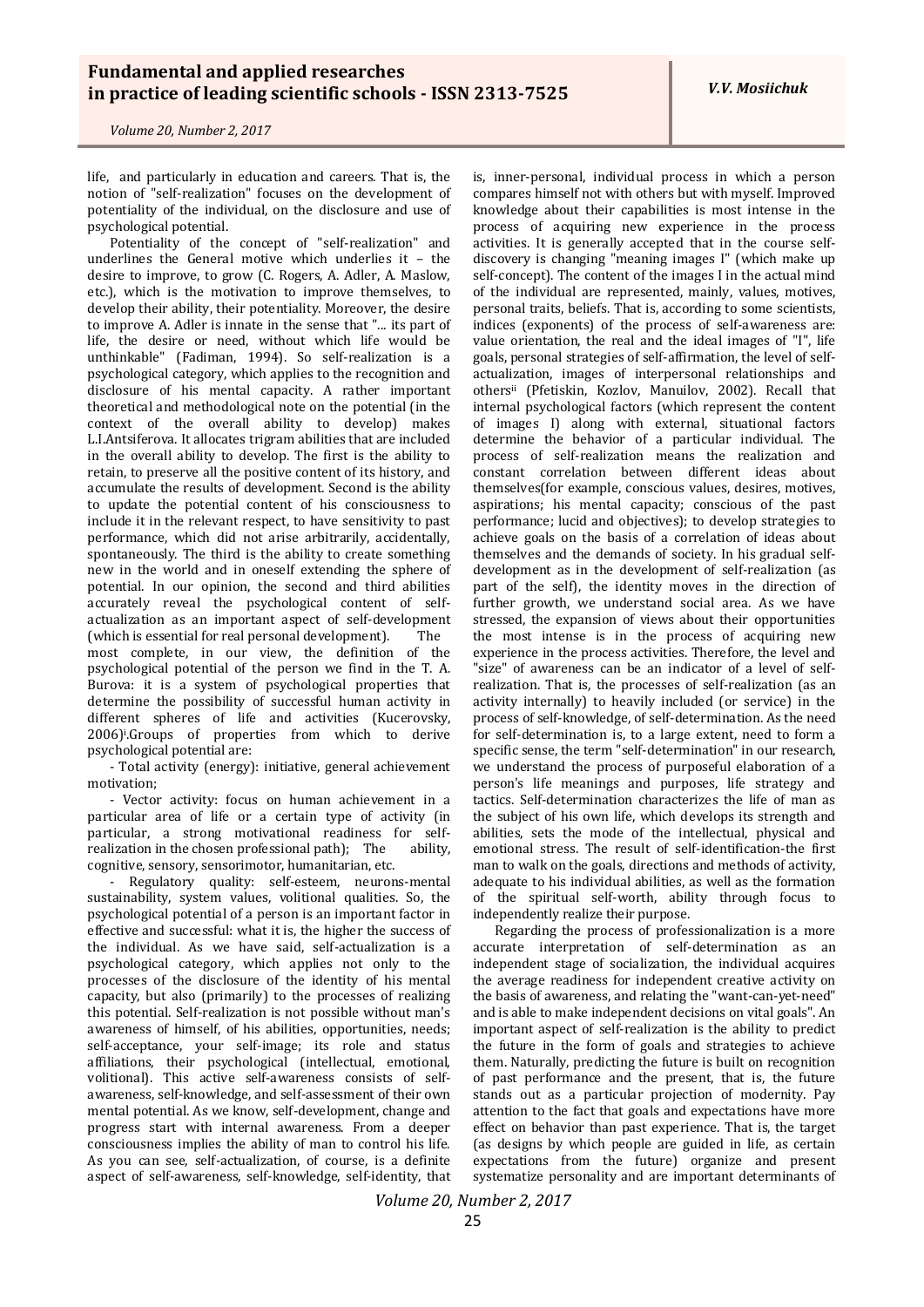life, and particularly in education and careers. That is, the notion of "self-realization" focuses on the development of potentiality of the individual, on the disclosure and use of psychological potential.

Potentiality of the concept of "self-realization" and underlines the General motive which underlies it – the desire to improve, to grow (C. Rogers, A. Adler, A. Maslow, etc.), which is the motivation to improve themselves, to develop their ability, their potentiality. Moreover, the desire to improve A. Adler is innate in the sense that "... its part of life, the desire or need, without which life would be unthinkable" (Fadiman, 1994). So self-realization is a psychological category, which applies to the recognition and disclosure of his mental capacity. A rather important theoretical and methodological note on the potential (in the context of the overall ability to develop) makes L.I.Antsiferova. It allocates trigram abilities that are included in the overall ability to develop. The first is the ability to retain, to preserve all the positive content of its history, and accumulate the results of development. Second is the ability to update the potential content of his consciousness to include it in the relevant respect, to have sensitivity to past performance, which did not arise arbitrarily, accidentally, spontaneously. The third is the ability to create something new in the world and in oneself extending the sphere of potential. In our opinion, the second and third abilities accurately reveal the psychological content of self-actualization as an important aspect of self-development (which is essential for real personal development). The most complete, in our view, the definition of the psychological potential of the person we find in the T. A. Burova: it is a system of psychological properties that determine the possibility of successful human activity in different spheres of life and activities (Kucerovsky, 2006)[i].Groups of properties from which to derive psychological potential are:

- Total activity (energy): initiative, general achievement motivation;

- Vector activity: focus on human achievement in a particular area of life or a certain type of activity (in particular, a strong motivational readiness for self-realization in the chosen professional path); The ability, cognitive, sensory, sensorimotor, humanitarian, etc.

- Regulatory quality: self-esteem, neurons-mental sustainability, system values, volitional qualities. So, the psychological potential of a person is an important factor in effective and successful: what it is, the higher the success of the individual. As we have said, self-actualization is a psychological category, which applies not only to the processes of the disclosure of the identity of his mental capacity, but also (primarily) to the processes of realizing this potential. Self-realization is not possible without man's awareness of himself, of his abilities, opportunities, needs; self-acceptance, your self-image; its role and status affiliations, their psychological (intellectual, emotional, volitional). This active self-awareness consists of self-awareness, self-knowledge, and self-assessment of their own mental potential. As we know, self-development, change and progress start with internal awareness. From a deeper consciousness implies the ability of man to control his life. As you can see, self-actualization, of course, is a definite aspect of self-awareness, self-knowledge, self-identity, that is, inner-personal, individual process in which a person compares himself not with others but with myself. Improved knowledge about their capabilities is most intense in the process of acquiring new experience in the process activities. It is generally accepted that in the course self-discovery is changing "meaning images I" (which make up self-concept). The content of the images I in the actual mind of the individual are represented, mainly, values, motives, personal traits, beliefs. That is, according to some scientists, indices (exponents) of the process of self-awareness are: value orientation, the real and the ideal images of "I", life goals, personal strategies of self-affirmation, the level of self-actualization, images of interpersonal relationships and others[ii] (Pfetiskin, Kozlov, Manuilov, 2002). Recall that internal psychological factors (which represent the content of images I) along with external, situational factors determine the behavior of a particular individual. The process of self-realization means the realization and constant correlation between different ideas about themselves(for example, conscious values, desires, motives, aspirations; his mental capacity; conscious of the past performance; lucid and objectives); to develop strategies to achieve goals on the basis of a correlation of ideas about themselves and the demands of society. In his gradual self-development as in the development of self-realization (as part of the self), the identity moves in the direction of further growth, we understand social area. As we have stressed, the expansion of views about their opportunities the most intense is in the process of acquiring new experience in the process activities. Therefore, the level and "size" of awareness can be an indicator of a level of self-realization. That is, the processes of self-realization (as an activity internally) to heavily included (or service) in the process of self-knowledge, of self-determination. As the need for self-determination is, to a large extent, need to form a specific sense, the term "self-determination" in our research, we understand the process of purposeful elaboration of a person's life meanings and purposes, life strategy and tactics. Self-determination characterizes the life of man as the subject of his own life, which develops its strength and abilities, sets the mode of the intellectual, physical and emotional stress. The result of self-identification-the first man to walk on the goals, directions and methods of activity, adequate to his individual abilities, as well as the formation of the spiritual self-worth, ability through focus to independently realize their purpose.

Regarding the process of professionalization is a more accurate interpretation of self-determination as an independent stage of socialization, the individual acquires the average readiness for independent creative activity on the basis of awareness, and relating the "want-can-yet-need" and is able to make independent decisions on vital goals". An important aspect of self-realization is the ability to predict the future in the form of goals and strategies to achieve them. Naturally, predicting the future is built on recognition of past performance and the present, that is, the future stands out as a particular projection of modernity. Pay attention to the fact that goals and expectations have more effect on behavior than past experience. That is, the target (as designs by which people are guided in life, as certain expectations from the future) organize and present systematize personality and are important determinants of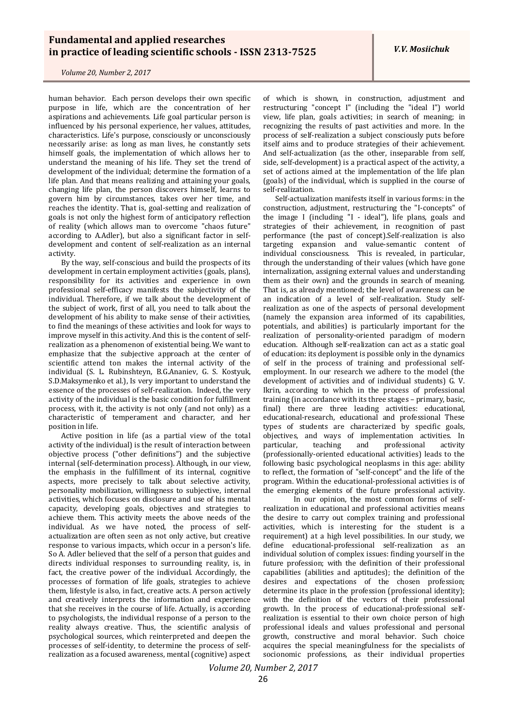human behavior. Each person develops their own specific purpose in life, which are the concentration of her aspirations and achievements. Life goal particular person is influenced by his personal experience, her values, attitudes, characteristics. Life's purpose, consciously or unconsciously necessarily arise: as long as man lives, he constantly sets himself goals, the implementation of which allows her to understand the meaning of his life. They set the trend of development of the individual; determine the formation of a life plan. And that means realizing and attaining your goals, changing life plan, the person discovers himself, learns to govern him by circumstances, takes over her time, and reaches the identity. That is, goal-setting and realization of goals is not only the highest form of anticipatory reflection of reality (which allows man to overcome "chaos future" according to A.Adler), but also a significant factor in self-development and content of self-realization as an internal activity.

By the way, self-conscious and build the prospects of its development in certain employment activities (goals, plans), responsibility for its activities and experience in own professional self-efficacy manifests the subjectivity of the individual. Therefore, if we talk about the development of the subject of work, first of all, you need to talk about the development of his ability to make sense of their activities, to find the meanings of these activities and look for ways to improve myself in this activity. And this is the content of self-realization as a phenomenon of existential being. We want to emphasize that the subjective approach at the center of scientific attend ton makes the internal activity of the individual (S. L. Rubinshteyn, B.G.Ananiev, G. S. Kostyuk, S.D.Maksymenko et al.), Is very important to understand the essence of the processes of self-realization. Indeed, the very activity of the individual is the basic condition for fulfillment process, with it, the activity is not only (and not only) as a characteristic of temperament and character, and her position in life.

Active position in life (as a partial view of the total activity of the individual) is the result of interaction between objective process ("other definitions") and the subjective internal (self-determination process). Although, in our view, the emphasis in the fulfillment of its internal, cognitive aspects, more precisely to talk about selective activity, personality mobilization, willingness to subjective, internal activities, which focuses on disclosure and use of his mental capacity, developing goals, objectives and strategies to achieve them. This activity meets the above needs of the individual. As we have noted, the process of self-actualization are often seen as not only active, but creative response to various impacts, which occur in a person's life. So A. Adler believed that the self of a person that guides and directs individual responses to surrounding reality, is, in fact, the creative power of the individual. Accordingly, the processes of formation of life goals, strategies to achieve them, lifestyle is also, in fact, creative acts. A person actively and creatively interprets the information and experience that she receives in the course of life. Actually, is according to psychologists, the individual response of a person to the reality always creative. Thus, the scientific analysis of psychological sources, which reinterpreted and deepen the processes of self-identity, to determine the process of self-realization as a focused awareness, mental (cognitive) aspect of which is shown, in construction, adjustment and restructuring "concept I" (including the "ideal I") world view, life plan, goals activities; in search of meaning; in recognizing the results of past activities and more. In the process of self-realization a subject consciously puts before itself aims and to produce strategies of their achievement. And self-actualization (as the other, inseparable from self, side, self-development) is a practical aspect of the activity, a set of actions aimed at the implementation of the life plan (goals) of the individual, which is supplied in the course of self-realization.

Self-actualization manifests itself in various forms: in the construction, adjustment, restructuring the "I-concepts" of the image I (including "I - ideal"), life plans, goals and strategies of their achievement, in recognition of past performance (the past of concept).Self-realization is also targeting expansion and value-semantic content of individual consciousness. This is revealed, in particular, through the understanding of their values (which have gone internalization, assigning external values and understanding them as their own) and the grounds in search of meaning. That is, as already mentioned; the level of awareness can be an indication of a level of self-realization. Study self-realization as one of the aspects of personal development (namely the expansion area informed of its capabilities, potentials, and abilities) is particularly important for the realization of personality-oriented paradigm of modern education. Although self-realization can act as a static goal of education: its deployment is possible only in the dynamics of self in the process of training and professional self-employment. In our research we adhere to the model (the development of activities and of individual students) G. V. Ikrin, according to which in the process of professional training (in accordance with its three stages – primary, basic, final) there are three leading activities: educational, educational-research, educational and professional These types of students are characterized by specific goals, objectives, and ways of implementation activities. In particular, teaching and professional activity (professionally-oriented educational activities) leads to the following basic psychological neoplasms in this age: ability to reflect, the formation of "self-concept" and the life of the program. Within the educational-professional activities is of the emerging elements of the future professional activity.

In our opinion, the most common forms of self-realization in educational and professional activities means the desire to carry out complex training and professional activities, which is interesting for the student is a requirement) at a high level possibilities. In our study, we define educational-professional self-realization as an individual solution of complex issues: finding yourself in the future profession; with the definition of their professional capabilities (abilities and aptitudes); the definition of the desires and expectations of the chosen profession; determine its place in the profession (professional identity); with the definition of the vectors of their professional growth. In the process of educational-professional self-realization is essential to their own choice person of high professional ideals and values professional and personal growth, constructive and moral behavior. Such choice acquires the special meaningfulness for the specialists of socionomic professions, as their individual properties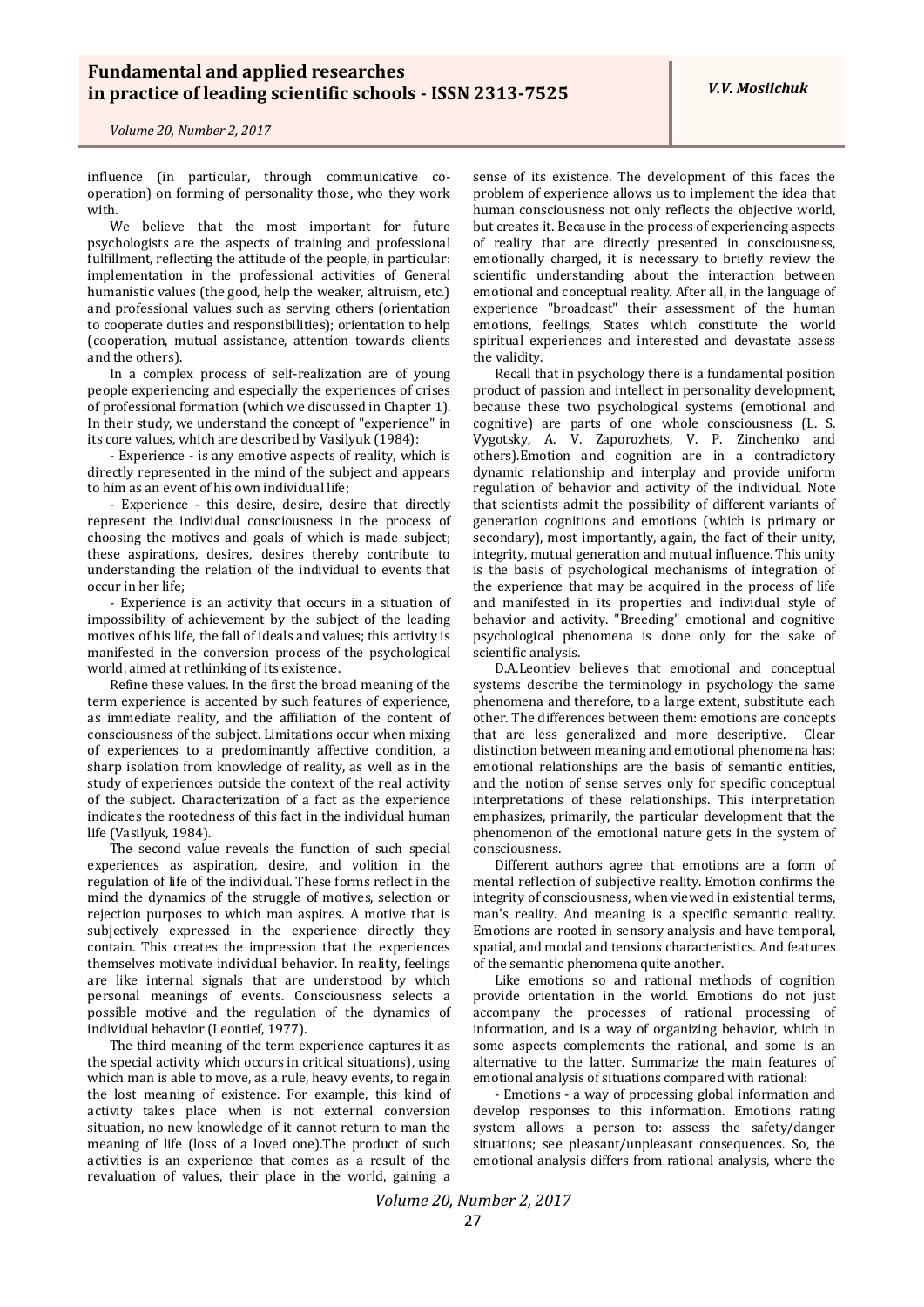influence (in particular, through communicative co-operation) on forming of personality those, who they work with.

We believe that the most important for future psychologists are the aspects of training and professional fulfillment, reflecting the attitude of the people, in particular: implementation in the professional activities of General humanistic values (the good, help the weaker, altruism, etc.) and professional values such as serving others (orientation to cooperate duties and responsibilities); orientation to help (cooperation, mutual assistance, attention towards clients and the others).

In a complex process of self-realization are of young people experiencing and especially the experiences of crises of professional formation (which we discussed in Chapter 1). In their study, we understand the concept of "experience" in its core values, which are described by Vasilyuk (1984):

- Experience - is any emotive aspects of reality, which is directly represented in the mind of the subject and appears to him as an event of his own individual life;

- Experience - this desire, desire, desire that directly represent the individual consciousness in the process of choosing the motives and goals of which is made subject; these aspirations, desires, desires thereby contribute to understanding the relation of the individual to events that occur in her life;

- Experience is an activity that occurs in a situation of impossibility of achievement by the subject of the leading motives of his life, the fall of ideals and values; this activity is manifested in the conversion process of the psychological world, aimed at rethinking of its existence.

Refine these values. In the first the broad meaning of the term experience is accented by such features of experience, as immediate reality, and the affiliation of the content of consciousness of the subject. Limitations occur when mixing of experiences to a predominantly affective condition, a sharp isolation from knowledge of reality, as well as in the study of experiences outside the context of the real activity of the subject. Characterization of a fact as the experience indicates the rootedness of this fact in the individual human life (Vasilyuk, 1984).

The second value reveals the function of such special experiences as aspiration, desire, and volition in the regulation of life of the individual. These forms reflect in the mind the dynamics of the struggle of motives, selection or rejection purposes to which man aspires. A motive that is subjectively expressed in the experience directly they contain. This creates the impression that the experiences themselves motivate individual behavior. In reality, feelings are like internal signals that are understood by which personal meanings of events. Consciousness selects a possible motive and the regulation of the dynamics of individual behavior (Leontief, 1977).

The third meaning of the term experience captures it as the special activity which occurs in critical situations), using which man is able to move, as a rule, heavy events, to regain the lost meaning of existence. For example, this kind of activity takes place when is not external conversion situation, no new knowledge of it cannot return to man the meaning of life (loss of a loved one).The product of such activities is an experience that comes as a result of the revaluation of values, their place in the world, gaining a sense of its existence. The development of this faces the problem of experience allows us to implement the idea that human consciousness not only reflects the objective world, but creates it. Because in the process of experiencing aspects of reality that are directly presented in consciousness, emotionally charged, it is necessary to briefly review the scientific understanding about the interaction between emotional and conceptual reality. After all, in the language of experience "broadcast" their assessment of the human emotions, feelings, States which constitute the world spiritual experiences and interested and devastate assess the validity.

Recall that in psychology there is a fundamental position product of passion and intellect in personality development, because these two psychological systems (emotional and cognitive) are parts of one whole consciousness (L. S. Vygotsky, A. V. Zaporozhets, V. P. Zinchenko and others).Emotion and cognition are in a contradictory dynamic relationship and interplay and provide uniform regulation of behavior and activity of the individual. Note that scientists admit the possibility of different variants of generation cognitions and emotions (which is primary or secondary), most importantly, again, the fact of their unity, integrity, mutual generation and mutual influence. This unity is the basis of psychological mechanisms of integration of the experience that may be acquired in the process of life and manifested in its properties and individual style of behavior and activity. "Breeding" emotional and cognitive psychological phenomena is done only for the sake of scientific analysis.

D.A.Leontiev believes that emotional and conceptual systems describe the terminology in psychology the same phenomena and therefore, to a large extent, substitute each other. The differences between them: emotions are concepts that are less generalized and more descriptive. Clear distinction between meaning and emotional phenomena has: emotional relationships are the basis of semantic entities, and the notion of sense serves only for specific conceptual interpretations of these relationships. This interpretation emphasizes, primarily, the particular development that the phenomenon of the emotional nature gets in the system of consciousness.

Different authors agree that emotions are a form of mental reflection of subjective reality. Emotion confirms the integrity of consciousness, when viewed in existential terms, man's reality. And meaning is a specific semantic reality. Emotions are rooted in sensory analysis and have temporal, spatial, and modal and tensions characteristics. And features of the semantic phenomena quite another.

Like emotions so and rational methods of cognition provide orientation in the world. Emotions do not just accompany the processes of rational processing of information, and is a way of organizing behavior, which in some aspects complements the rational, and some is an alternative to the latter. Summarize the main features of emotional analysis of situations compared with rational:

- Emotions - a way of processing global information and develop responses to this information. Emotions rating system allows a person to: assess the safety/danger situations; see pleasant/unpleasant consequences. So, the emotional analysis differs from rational analysis, where the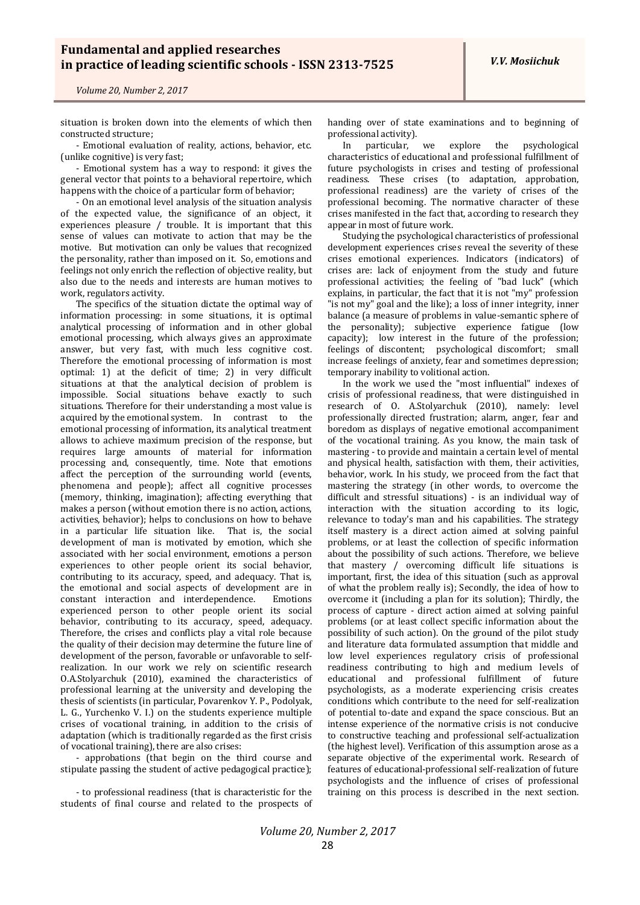situation is broken down into the elements of which then constructed structure;

- Emotional evaluation of reality, actions, behavior, etc. (unlike cognitive) is very fast;

- Emotional system has a way to respond: it gives the general vector that points to a behavioral repertoire, which happens with the choice of a particular form of behavior;

- On an emotional level analysis of the situation analysis of the expected value, the significance of an object, it experiences pleasure / trouble. It is important that this sense of values can motivate to action that may be the motive. But motivation can only be values that recognized the personality, rather than imposed on it. So, emotions and feelings not only enrich the reflection of objective reality, but also due to the needs and interests are human motives to work, regulators activity.

The specifics of the situation dictate the optimal way of information processing: in some situations, it is optimal analytical processing of information and in other global emotional processing, which always gives an approximate answer, but very fast, with much less cognitive cost. Therefore the emotional processing of information is most optimal: 1) at the deficit of time; 2) in very difficult situations at that the analytical decision of problem is impossible. Social situations behave exactly to such situations. Therefore for their understanding a most value is acquired by the emotional system. In contrast to the emotional processing of information, its analytical treatment allows to achieve maximum precision of the response, but requires large amounts of material for information processing and, consequently, time. Note that emotions affect the perception of the surrounding world (events, phenomena and people); affect all cognitive processes (memory, thinking, imagination); affecting everything that makes a person (without emotion there is no action, actions, activities, behavior); helps to conclusions on how to behave in a particular life situation like. That is, the social development of man is motivated by emotion, which she associated with her social environment, emotions a person experiences to other people orient its social behavior, contributing to its accuracy, speed, and adequacy. That is, the emotional and social aspects of development are in constant interaction and interdependence. Emotions experienced person to other people orient its social behavior, contributing to its accuracy, speed, adequacy. Therefore, the crises and conflicts play a vital role because the quality of their decision may determine the future line of development of the person, favorable or unfavorable to self-realization. In our work we rely on scientific research O.A.Stolyarchuk (2010), examined the characteristics of professional learning at the university and developing the thesis of scientists (in particular, Povarenkov Y. P., Podolyak, L. G., Yurchenko V. I.) on the students experience multiple crises of vocational training, in addition to the crisis of adaptation (which is traditionally regarded as the first crisis of vocational training), there are also crises:

- approbations (that begin on the third course and stipulate passing the student of active pedagogical practice);

- to professional readiness (that is characteristic for the students of final course and related to the prospects of handing over of state examinations and to beginning of professional activity).

In particular, we explore the psychological characteristics of educational and professional fulfillment of future psychologists in crises and testing of professional readiness. These crises (to adaptation, approbation, professional readiness) are the variety of crises of the professional becoming. The normative character of these crises manifested in the fact that, according to research they appear in most of future work.

Studying the psychological characteristics of professional development experiences crises reveal the severity of these crises emotional experiences. Indicators (indicators) of crises are: lack of enjoyment from the study and future professional activities; the feeling of "bad luck" (which explains, in particular, the fact that it is not "my" profession "is not my" goal and the like); a loss of inner integrity, inner balance (a measure of problems in value-semantic sphere of the personality); subjective experience fatigue (low capacity); low interest in the future of the profession; feelings of discontent; psychological discomfort; small increase feelings of anxiety, fear and sometimes depression; temporary inability to volitional action.

In the work we used the "most influential" indexes of crisis of professional readiness, that were distinguished in research of O. A.Stolyarchuk (2010), namely: level professionally directed frustration; alarm, anger, fear and boredom as displays of negative emotional accompaniment of the vocational training. As you know, the main task of mastering - to provide and maintain a certain level of mental and physical health, satisfaction with them, their activities, behavior, work. In his study, we proceed from the fact that mastering the strategy (in other words, to overcome the difficult and stressful situations) - is an individual way of interaction with the situation according to its logic, relevance to today's man and his capabilities. The strategy itself mastery is a direct action aimed at solving painful problems, or at least the collection of specific information about the possibility of such actions. Therefore, we believe that mastery / overcoming difficult life situations is important, first, the idea of this situation (such as approval of what the problem really is); Secondly, the idea of how to overcome it (including a plan for its solution); Thirdly, the process of capture - direct action aimed at solving painful problems (or at least collect specific information about the possibility of such action). On the ground of the pilot study and literature data formulated assumption that middle and low level experiences regulatory crisis of professional readiness contributing to high and medium levels of educational and professional fulfillment of future psychologists, as a moderate experiencing crisis creates conditions which contribute to the need for self-realization of potential to-date and expand the space conscious. But an intense experience of the normative crisis is not conducive to constructive teaching and professional self-actualization (the highest level). Verification of this assumption arose as a separate objective of the experimental work. Research of features of educational-professional self-realization of future psychologists and the influence of crises of professional training on this process is described in the next section.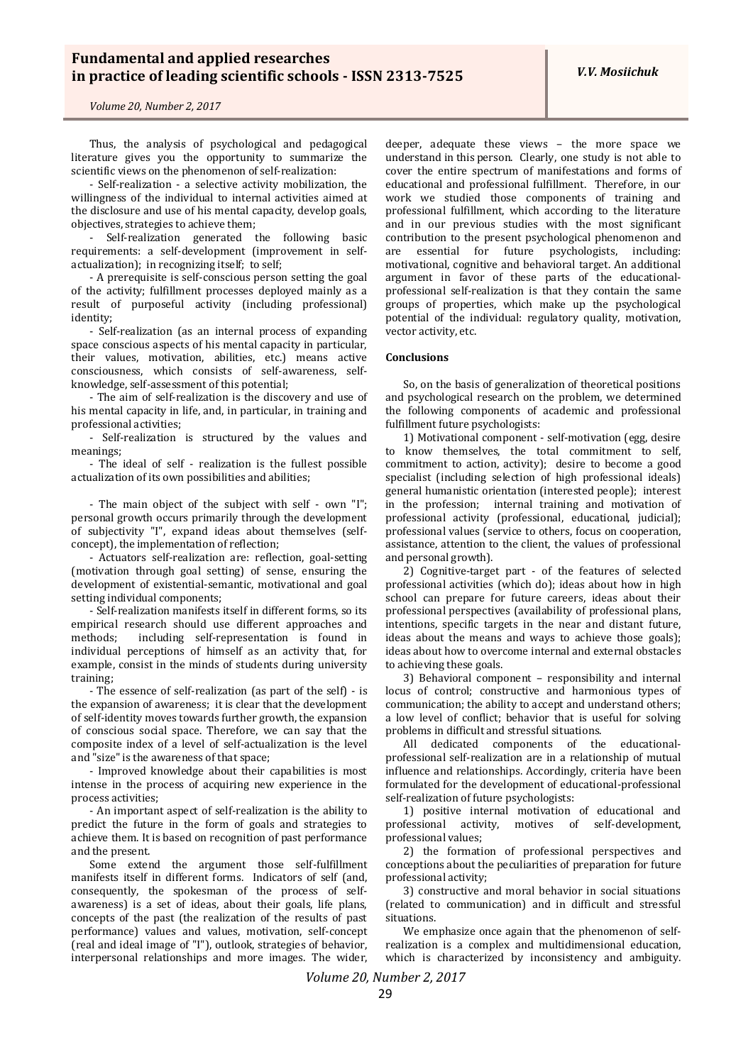Thus, the analysis of psychological and pedagogical literature gives you the opportunity to summarize the scientific views on the phenomenon of self-realization:

- Self-realization - a selective activity mobilization, the willingness of the individual to internal activities aimed at the disclosure and use of his mental capacity, develop goals, objectives, strategies to achieve them;

- Self-realization generated the following basic requirements: a self-development (improvement in self-actualization); in recognizing itself; to self;

- A prerequisite is self-conscious person setting the goal of the activity; fulfillment processes deployed mainly as a result of purposeful activity (including professional) identity;

- Self-realization (as an internal process of expanding space conscious aspects of his mental capacity in particular, their values, motivation, abilities, etc.) means active consciousness, which consists of self-awareness, self-knowledge, self-assessment of this potential;

- The aim of self-realization is the discovery and use of his mental capacity in life, and, in particular, in training and professional activities;

- Self-realization is structured by the values and meanings;

- The ideal of self - realization is the fullest possible actualization of its own possibilities and abilities;

- The main object of the subject with self - own "I"; personal growth occurs primarily through the development of subjectivity "I", expand ideas about themselves (self-concept), the implementation of reflection;

- Actuators self-realization are: reflection, goal-setting (motivation through goal setting) of sense, ensuring the development of existential-semantic, motivational and goal setting individual components;

- Self-realization manifests itself in different forms, so its empirical research should use different approaches and methods; including self-representation is found in individual perceptions of himself as an activity that, for example, consist in the minds of students during university training;

- The essence of self-realization (as part of the self) - is the expansion of awareness; it is clear that the development of self-identity moves towards further growth, the expansion of conscious social space. Therefore, we can say that the composite index of a level of self-actualization is the level and "size" is the awareness of that space;

- Improved knowledge about their capabilities is most intense in the process of acquiring new experience in the process activities;

- An important aspect of self-realization is the ability to predict the future in the form of goals and strategies to achieve them. It is based on recognition of past performance and the present.

Some extend the argument those self-fulfillment manifests itself in different forms. Indicators of self (and, consequently, the spokesman of the process of self-awareness) is a set of ideas, about their goals, life plans, concepts of the past (the realization of the results of past performance) values and values, motivation, self-concept (real and ideal image of "I"), outlook, strategies of behavior, interpersonal relationships and more images. The wider, deeper, adequate these views – the more space we understand in this person. Clearly, one study is not able to cover the entire spectrum of manifestations and forms of educational and professional fulfillment. Therefore, in our work we studied those components of training and professional fulfillment, which according to the literature and in our previous studies with the most significant contribution to the present psychological phenomenon and are essential for future psychologists, including: motivational, cognitive and behavioral target. An additional argument in favor of these parts of the educational-professional self-realization is that they contain the same groups of properties, which make up the psychological potential of the individual: regulatory quality, motivation, vector activity, etc.

**Conclusions**

So, on the basis of generalization of theoretical positions and psychological research on the problem, we determined the following components of academic and professional fulfillment future psychologists:

1) Motivational component - self-motivation (egg, desire to know themselves, the total commitment to self, commitment to action, activity); desire to become a good specialist (including selection of high professional ideals) general humanistic orientation (interested people); interest in the profession; internal training and motivation of professional activity (professional, educational, judicial); professional values (service to others, focus on cooperation, assistance, attention to the client, the values of professional and personal growth).

2) Cognitive-target part - of the features of selected professional activities (which do); ideas about how in high school can prepare for future careers, ideas about their professional perspectives (availability of professional plans, intentions, specific targets in the near and distant future, ideas about the means and ways to achieve those goals); ideas about how to overcome internal and external obstacles to achieving these goals.

3) Behavioral component – responsibility and internal locus of control; constructive and harmonious types of communication; the ability to accept and understand others; a low level of conflict; behavior that is useful for solving problems in difficult and stressful situations.

All dedicated components of the educational-professional self-realization are in a relationship of mutual influence and relationships. Accordingly, criteria have been formulated for the development of educational-professional self-realization of future psychologists:

1) positive internal motivation of educational and professional activity, motives of self-development, professional values;

2) the formation of professional perspectives and conceptions about the peculiarities of preparation for future professional activity;

3) constructive and moral behavior in social situations (related to communication) and in difficult and stressful situations.

We emphasize once again that the phenomenon of self-realization is a complex and multidimensional education, which is characterized by inconsistency and ambiguity.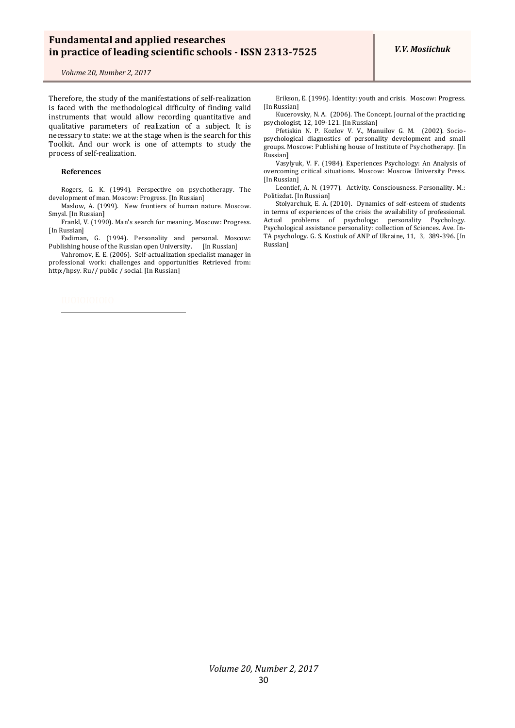Therefore, the study of the manifestations of self-realization is faced with the methodological difficulty of finding valid instruments that would allow recording quantitative and qualitative parameters of realization of a subject. It is necessary to state: we at the stage when is the search for this Toolkit. And our work is one of attempts to study the process of self-realization.

### References

Rogers, G. K. (1994). Perspective on psychotherapy. The development of man. Moscow: Progress. [In Russian]

Maslow, A. (1999). New frontiers of human nature. Moscow. Smysl. [In Russian]

Frankl, V. (1990). Man's search for meaning. Moscow: Progress. [In Russian]

Fadiman, G. (1994). Personality and personal. Moscow: Publishing house of the Russian open University. [In Russian]

Vahromov, E. E. (2006). Self-actualization specialist manager in professional work: challenges and opportunities Retrieved from: http:/hpsy. Ru// public / social. [In Russian]

Erikson, E. (1996). Identity: youth and crisis. Moscow: Progress. [In Russian]

Kucerovsky, N. A. (2006). The Concept. Journal of the practicing psychologist, 12, 109-121. [In Russian]

Pfetiskin N. P. Kozlov V. V., Manuilov G. M. (2002). Socio-psychological diagnostics of personality development and small groups. Moscow: Publishing house of Institute of Psychotherapy. [In Russian]

Vasylyuk, V. F. (1984). Experiences Psychology: An Analysis of overcoming critical situations. Moscow: Moscow University Press. [In Russian]

Leontief, A. N. (1977). Activity. Consciousness. Personality. M.: Politizdat. [In Russian]

Stolyarchuk, E. A. (2010). Dynamics of self-esteem of students in terms of experiences of the crisis the availability of professional. Actual problems of psychology: personality Psychology. Psychological assistance personality: collection of Sciences. Ave. In-TA psychology. G. S. Kostiuk of ANP of Ukraine, 11, 3, 389-396. [In Russian]